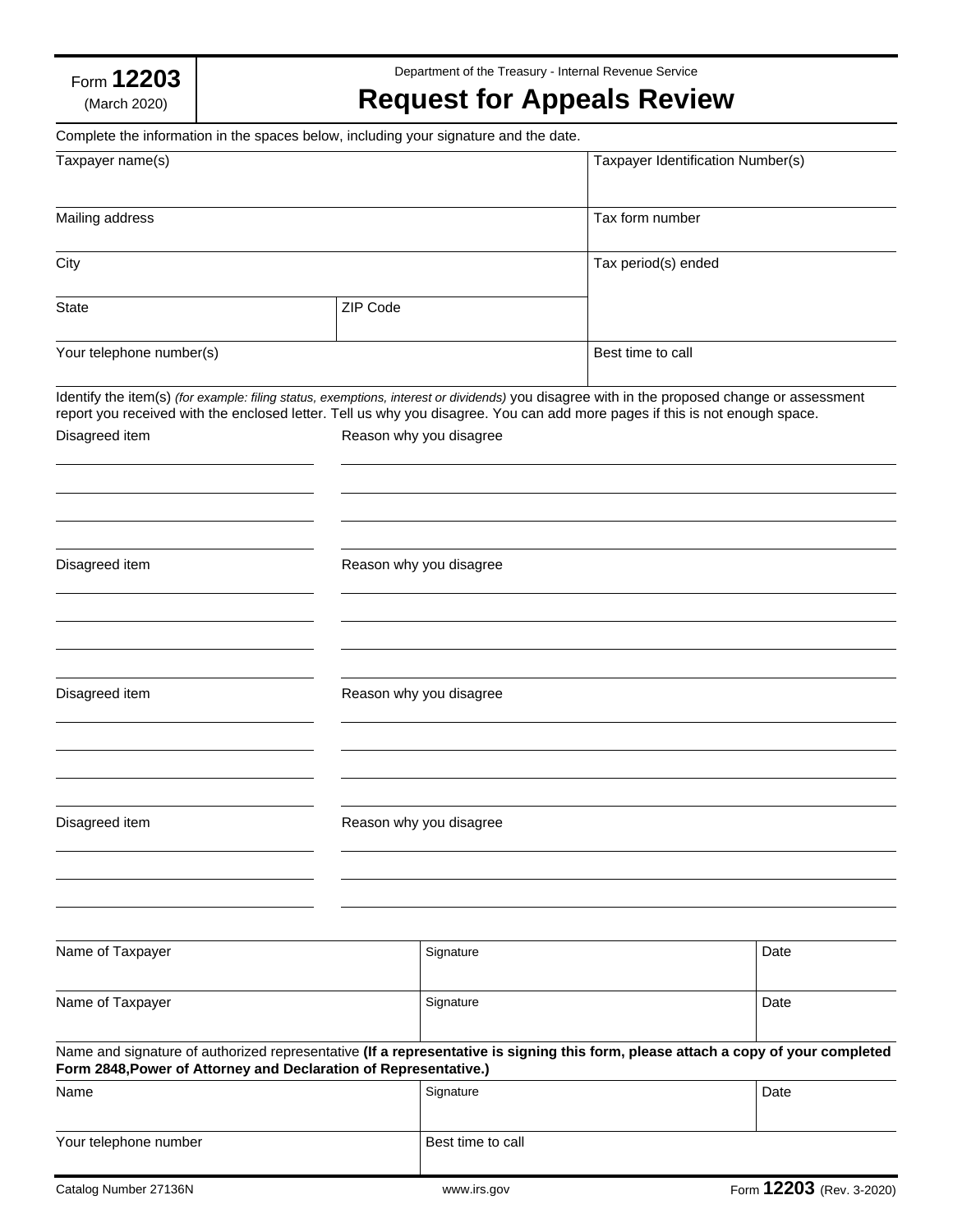Form **12203**
(March 2020)

Department of the Treasury - Internal Revenue Service

# Request for Appeals Review

Complete the information in the spaces below, including your signature and the date.

| Taxpayer name(s) | | Taxpayer Identification Number(s) |
|---|---|---|
| Mailing address | | Tax form number |
| City | | Tax period(s) ended |
| State | ZIP Code | |
| Your telephone number(s) | | Best time to call |

Identify the item(s) *(for example: filing status, exemptions, interest or dividends)* you disagree with in the proposed change or assessment report you received with the enclosed letter. Tell us why you disagree. You can add more pages if this is not enough space.

| Disagreed item | Reason why you disagree |
|---|---|
| | |
| | |
| | |
| | |

| Disagreed item | Reason why you disagree |
|---|---|
| | |
| | |
| | |
| | |

| Disagreed item | Reason why you disagree |
|---|---|
| | |
| | |
| | |
| | |

| Disagreed item | Reason why you disagree |
|---|---|
| | |
| | |
| | |

| Name of Taxpayer | Signature | Date |
|---|---|---|
| Name of Taxpayer | Signature | Date |

Name and signature of authorized representative **(If a representative is signing this form, please attach a copy of your completed Form 2848,Power of Attorney and Declaration of Representative.)**

| Name | Signature | Date |
|---|---|---|
| Your telephone number | Best time to call | |

Catalog Number 27136N www.irs.gov Form **12203** (Rev. 3-2020)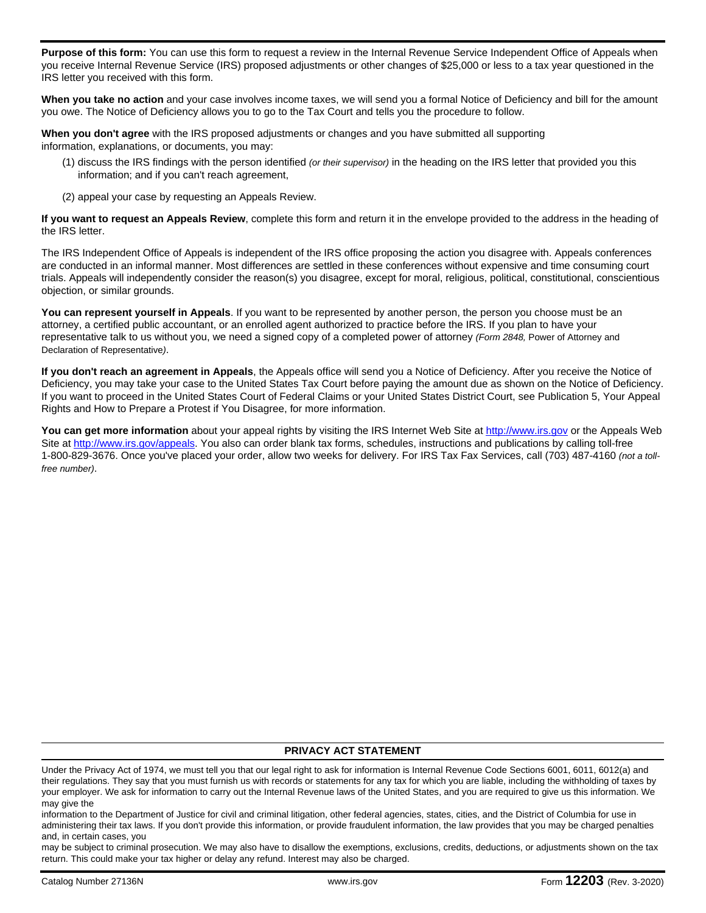**Purpose of this form:** You can use this form to request a review in the Internal Revenue Service Independent Office of Appeals when you receive Internal Revenue Service (IRS) proposed adjustments or other changes of $25,000 or less to a tax year questioned in the IRS letter you received with this form.

**When you take no action** and your case involves income taxes, we will send you a formal Notice of Deficiency and bill for the amount you owe. The Notice of Deficiency allows you to go to the Tax Court and tells you the procedure to follow.

**When you don't agree** with the IRS proposed adjustments or changes and you have submitted all supporting information, explanations, or documents, you may:

(1) discuss the IRS findings with the person identified *(or their supervisor)* in the heading on the IRS letter that provided you this information; and if you can't reach agreement,

(2) appeal your case by requesting an Appeals Review.

**If you want to request an Appeals Review**, complete this form and return it in the envelope provided to the address in the heading of the IRS letter.

The IRS Independent Office of Appeals is independent of the IRS office proposing the action you disagree with. Appeals conferences are conducted in an informal manner. Most differences are settled in these conferences without expensive and time consuming court trials. Appeals will independently consider the reason(s) you disagree, except for moral, religious, political, constitutional, conscientious objection, or similar grounds.

**You can represent yourself in Appeals**. If you want to be represented by another person, the person you choose must be an attorney, a certified public accountant, or an enrolled agent authorized to practice before the IRS. If you plan to have your representative talk to us without you, we need a signed copy of a completed power of attorney *(Form 2848,* Power of Attorney and Declaration of Representative*)*.

**If you don't reach an agreement in Appeals**, the Appeals office will send you a Notice of Deficiency. After you receive the Notice of Deficiency, you may take your case to the United States Tax Court before paying the amount due as shown on the Notice of Deficiency. If you want to proceed in the United States Court of Federal Claims or your United States District Court, see Publication 5, Your Appeal Rights and How to Prepare a Protest if You Disagree, for more information.

**You can get more information** about your appeal rights by visiting the IRS Internet Web Site at http://www.irs.gov or the Appeals Web Site at http://www.irs.gov/appeals. You also can order blank tax forms, schedules, instructions and publications by calling toll-free 1-800-829-3676. Once you've placed your order, allow two weeks for delivery. For IRS Tax Fax Services, call (703) 487-4160 *(not a toll-free number)*.

## PRIVACY ACT STATEMENT

Under the Privacy Act of 1974, we must tell you that our legal right to ask for information is Internal Revenue Code Sections 6001, 6011, 6012(a) and their regulations. They say that you must furnish us with records or statements for any tax for which you are liable, including the withholding of taxes by your employer. We ask for information to carry out the Internal Revenue laws of the United States, and you are required to give us this information. We may give the information to the Department of Justice for civil and criminal litigation, other federal agencies, states, cities, and the District of Columbia for use in administering their tax laws. If you don't provide this information, or provide fraudulent information, the law provides that you may be charged penalties and, in certain cases, you may be subject to criminal prosecution. We may also have to disallow the exemptions, exclusions, credits, deductions, or adjustments shown on the tax return. This could make your tax higher or delay any refund. Interest may also be charged.

Catalog Number 27136N www.irs.gov Form **12203** (Rev. 3-2020)